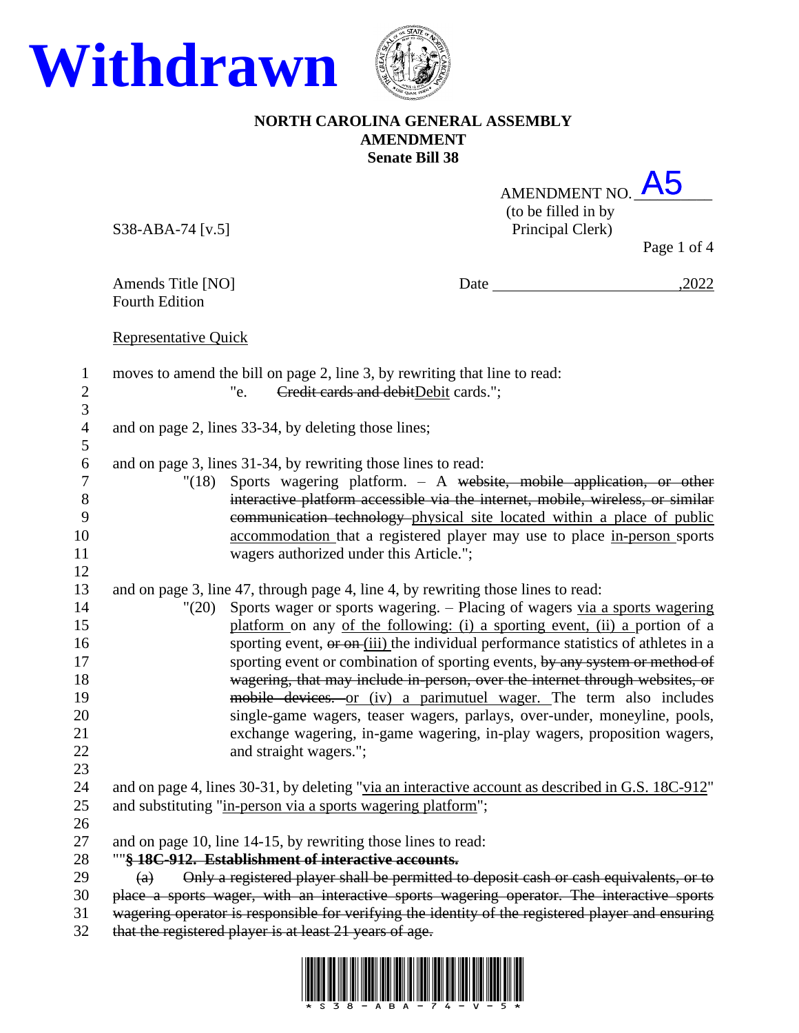# Withdrawn

**NORTH CAROLINA GENERAL ASSEMBLY**
**AMENDMENT**
**Senate Bill 38**

AMENDMENT NO. A5
(to be filled in by Principal Clerk)

S38-ABA-74 [v.5]

Amends Title [NO]
Fourth Edition

Date ____________________,2022

Representative Quick

1 moves to amend the bill on page 2, line 3, by rewriting that line to read:
2 "e. ~~Credit cards and debit~~Debit cards.";
3
4 and on page 2, lines 33-34, by deleting those lines;
5
6 and on page 3, lines 31-34, by rewriting those lines to read:
7 "(18) Sports wagering platform. – A ~~website, mobile application, or other~~
8 ~~interactive platform accessible via the internet, mobile, wireless, or similar~~
9 ~~communication technology~~ physical site located within a place of public
10 accommodation that a registered player may use to place in-person sports
11 wagers authorized under this Article.";
12
13 and on page 3, line 47, through page 4, line 4, by rewriting those lines to read:
14 "(20) Sports wager or sports wagering. – Placing of wagers via a sports wagering
15 platform on any of the following: (i) a sporting event, (ii) a portion of a
16 sporting event, ~~or on~~ (iii) the individual performance statistics of athletes in a
17 sporting event or combination of sporting events, ~~by any system or method of~~
18 ~~wagering, that may include in-person, over the internet through websites, or~~
19 ~~mobile devices.~~ or (iv) a parimutuel wager. The term also includes
20 single-game wagers, teaser wagers, parlays, over-under, moneyline, pools,
21 exchange wagering, in-game wagering, in-play wagers, proposition wagers,
22 and straight wagers.";
23
24 and on page 4, lines 30-31, by deleting "via an interactive account as described in G.S. 18C-912"
25 and substituting "in-person via a sports wagering platform";
26
27 and on page 10, line 14-15, by rewriting those lines to read:
28 ""~~**§ 18C-912. Establishment of interactive accounts.**~~
29 ~~(a) Only a registered player shall be permitted to deposit cash or cash equivalents, or to~~
30 ~~place a sports wager, with an interactive sports wagering operator. The interactive sports~~
31 ~~wagering operator is responsible for verifying the identity of the registered player and ensuring~~
32 ~~that the registered player is at least 21 years of age.~~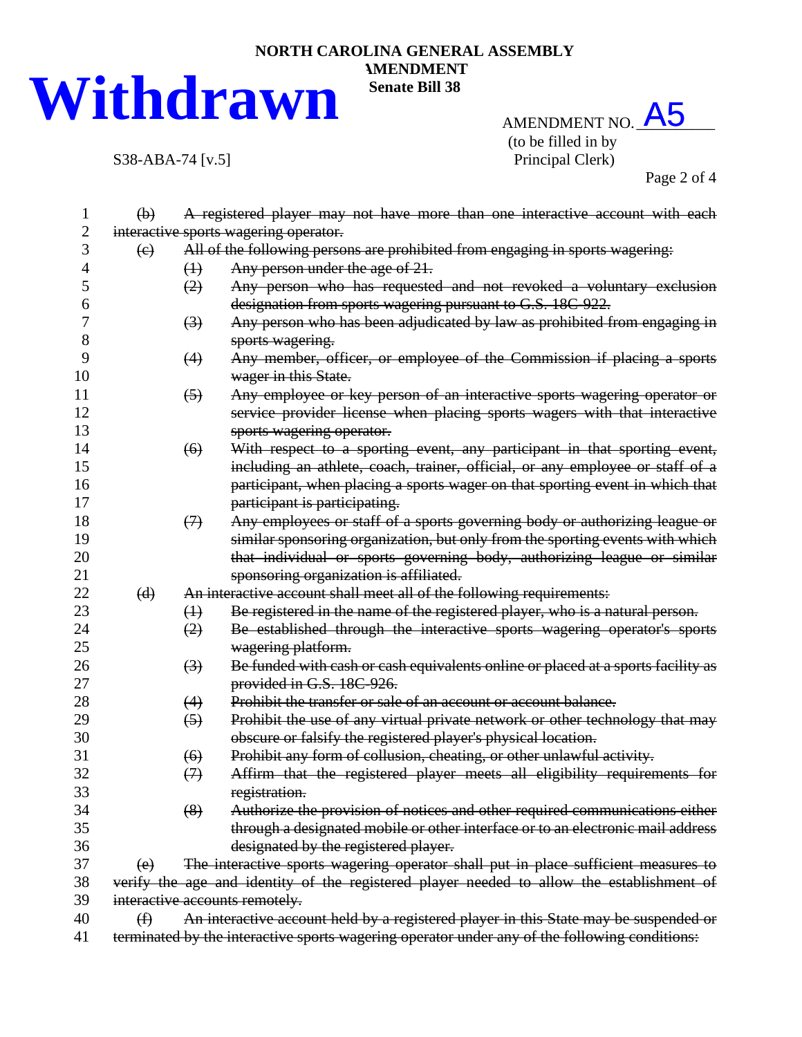**Withdrawn**

NORTH CAROLINA GENERAL ASSEMBLY
AMENDMENT
Senate Bill 38

S38-ABA-74 [v.5]

AMENDMENT NO. A5
(to be filled in by Principal Clerk)

~~(b) A registered player may not have more than one interactive account with each interactive sports wagering operator.~~

~~(c) All of the following persons are prohibited from engaging in sports wagering:~~

~~(1) Any person under the age of 21.~~

~~(2) Any person who has requested and not revoked a voluntary exclusion designation from sports wagering pursuant to G.S. 18C-922.~~

~~(3) Any person who has been adjudicated by law as prohibited from engaging in sports wagering.~~

~~(4) Any member, officer, or employee of the Commission if placing a sports wager in this State.~~

~~(5) Any employee or key person of an interactive sports wagering operator or service provider license when placing sports wagers with that interactive sports wagering operator.~~

~~(6) With respect to a sporting event, any participant in that sporting event, including an athlete, coach, trainer, official, or any employee or staff of a participant, when placing a sports wager on that sporting event in which that participant is participating.~~

~~(7) Any employees or staff of a sports governing body or authorizing league or similar sponsoring organization, but only from the sporting events with which that individual or sports governing body, authorizing league or similar sponsoring organization is affiliated.~~

~~(d) An interactive account shall meet all of the following requirements:~~

~~(1) Be registered in the name of the registered player, who is a natural person.~~

~~(2) Be established through the interactive sports wagering operator's sports wagering platform.~~

~~(3) Be funded with cash or cash equivalents online or placed at a sports facility as provided in G.S. 18C-926.~~

~~(4) Prohibit the transfer or sale of an account or account balance.~~

~~(5) Prohibit the use of any virtual private network or other technology that may obscure or falsify the registered player's physical location.~~

~~(6) Prohibit any form of collusion, cheating, or other unlawful activity.~~

~~(7) Affirm that the registered player meets all eligibility requirements for registration.~~

~~(8) Authorize the provision of notices and other required communications either through a designated mobile or other interface or to an electronic mail address designated by the registered player.~~

~~(e) The interactive sports wagering operator shall put in place sufficient measures to verify the age and identity of the registered player needed to allow the establishment of interactive accounts remotely.~~

~~(f) An interactive account held by a registered player in this State may be suspended or terminated by the interactive sports wagering operator under any of the following conditions:~~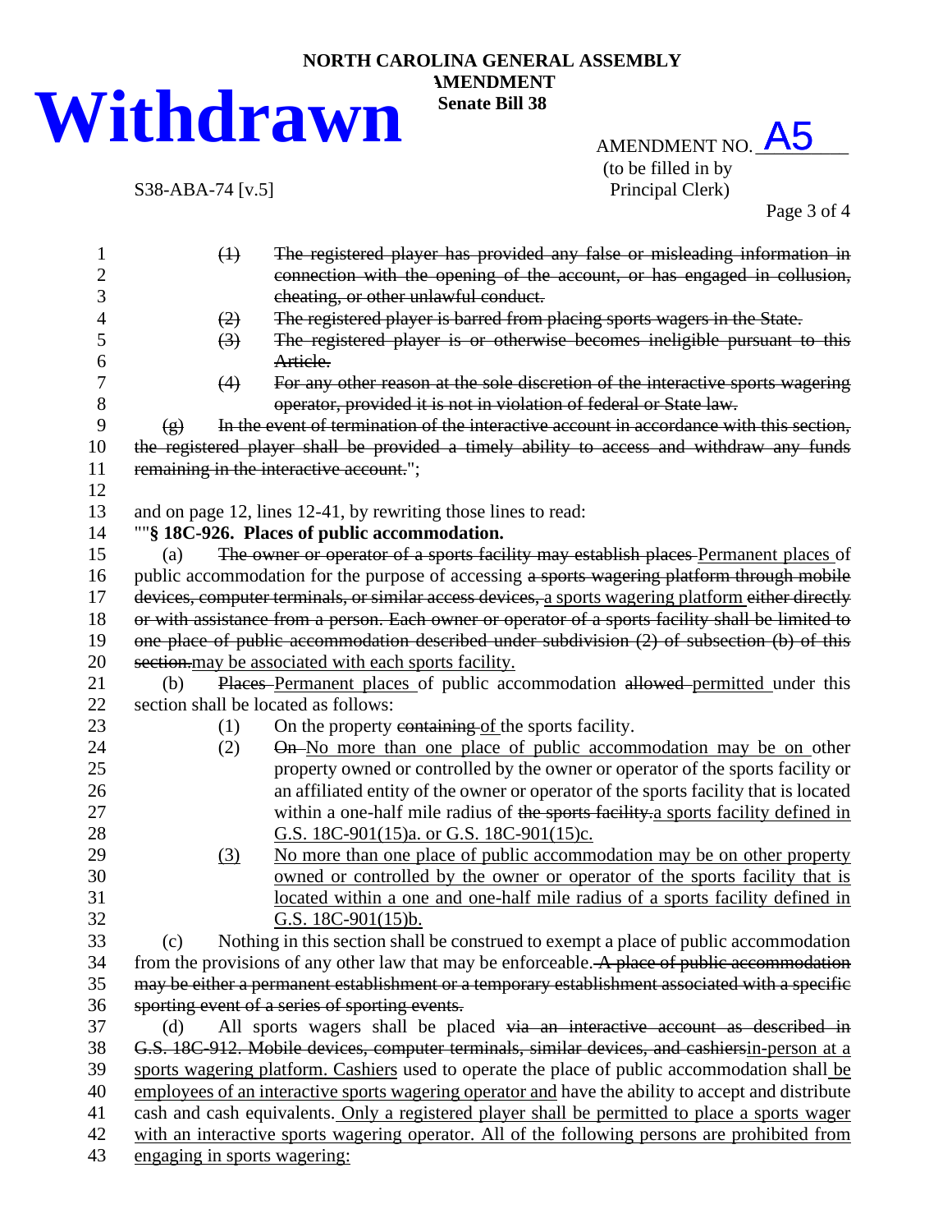**Withdrawn**

NORTH CAROLINA GENERAL ASSEMBLY
AMENDMENT
Senate Bill 38

S38-ABA-74 [v.5]

AMENDMENT NO. A5
(to be filled in by Principal Clerk)

~~(1) The registered player has provided any false or misleading information in connection with the opening of the account, or has engaged in collusion, cheating, or other unlawful conduct.~~

~~(2) The registered player is barred from placing sports wagers in the State.~~

~~(3) The registered player is or otherwise becomes ineligible pursuant to this Article.~~

~~(4) For any other reason at the sole discretion of the interactive sports wagering operator, provided it is not in violation of federal or State law.~~

~~(g) In the event of termination of the interactive account in accordance with this section, the registered player shall be provided a timely ability to access and withdraw any funds remaining in the interactive account.~~";

and on page 12, lines 12-41, by rewriting those lines to read:

""**§ 18C-926. Places of public accommodation.**

(a) ~~The owner or operator of a sports facility may establish places~~ Permanent places of public accommodation for the purpose of accessing ~~a sports wagering platform through mobile devices, computer terminals, or similar access devices,~~ a sports wagering platform ~~either directly or with assistance from a person. Each owner or operator of a sports facility shall be limited to one place of public accommodation described under subdivision (2) of subsection (b) of this section.~~may be associated with each sports facility.

(b) ~~Places~~ Permanent places of public accommodation ~~allowed~~ permitted under this section shall be located as follows:

(1) On the property ~~containing~~ of the sports facility.

(2) ~~On~~ No more than one place of public accommodation may be on other property owned or controlled by the owner or operator of the sports facility or an affiliated entity of the owner or operator of the sports facility that is located within a one-half mile radius of ~~the sports facility.~~a sports facility defined in G.S. 18C-901(15)a. or G.S. 18C-901(15)c.

(3) No more than one place of public accommodation may be on other property owned or controlled by the owner or operator of the sports facility that is located within a one and one-half mile radius of a sports facility defined in G.S. 18C-901(15)b.

(c) Nothing in this section shall be construed to exempt a place of public accommodation from the provisions of any other law that may be enforceable.~~A place of public accommodation may be either a permanent establishment or a temporary establishment associated with a specific sporting event of a series of sporting events.~~

(d) All sports wagers shall be placed ~~via an interactive account as described in G.S. 18C-912. Mobile devices, computer terminals, similar devices, and cashiers~~in-person at a sports wagering platform. Cashiers used to operate the place of public accommodation shall be employees of an interactive sports wagering operator and have the ability to accept and distribute cash and cash equivalents. Only a registered player shall be permitted to place a sports wager with an interactive sports wagering operator. All of the following persons are prohibited from engaging in sports wagering: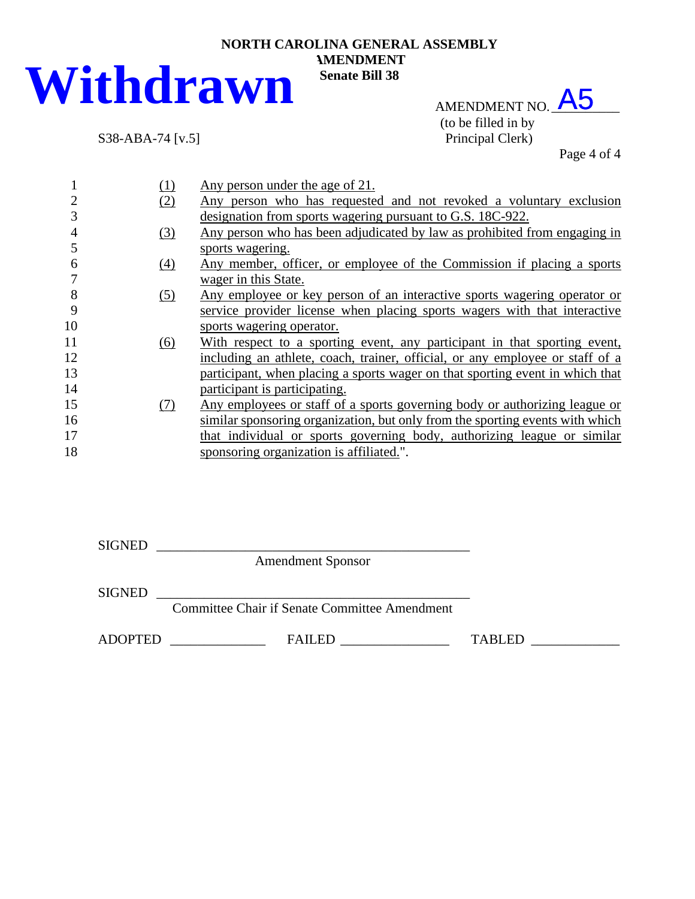**Withdrawn**

**NORTH CAROLINA GENERAL ASSEMBLY**
**AMENDMENT**
**Senate Bill 38**

AMENDMENT NO. A5
(to be filled in by Principal Clerk)

S38-ABA-74 [v.5]

1. Any person under the age of 21.
2. Any person who has requested and not revoked a voluntary exclusion designation from sports wagering pursuant to G.S. 18C-922.
3. Any person who has been adjudicated by law as prohibited from engaging in sports wagering.
4. Any member, officer, or employee of the Commission if placing a sports wager in this State.
5. Any employee or key person of an interactive sports wagering operator or service provider license when placing sports wagers with that interactive sports wagering operator.
6. With respect to a sporting event, any participant in that sporting event, including an athlete, coach, trainer, official, or any employee or staff of a participant, when placing a sports wager on that sporting event in which that participant is participating.
7. Any employees or staff of a sports governing body or authorizing league or similar sponsoring organization, but only from the sporting events with which that individual or sports governing body, authorizing league or similar sponsoring organization is affiliated.".

SIGNED ______________________________________________
Amendment Sponsor

SIGNED ______________________________________________
Committee Chair if Senate Committee Amendment

ADOPTED _____________ FAILED ______________ TABLED ____________